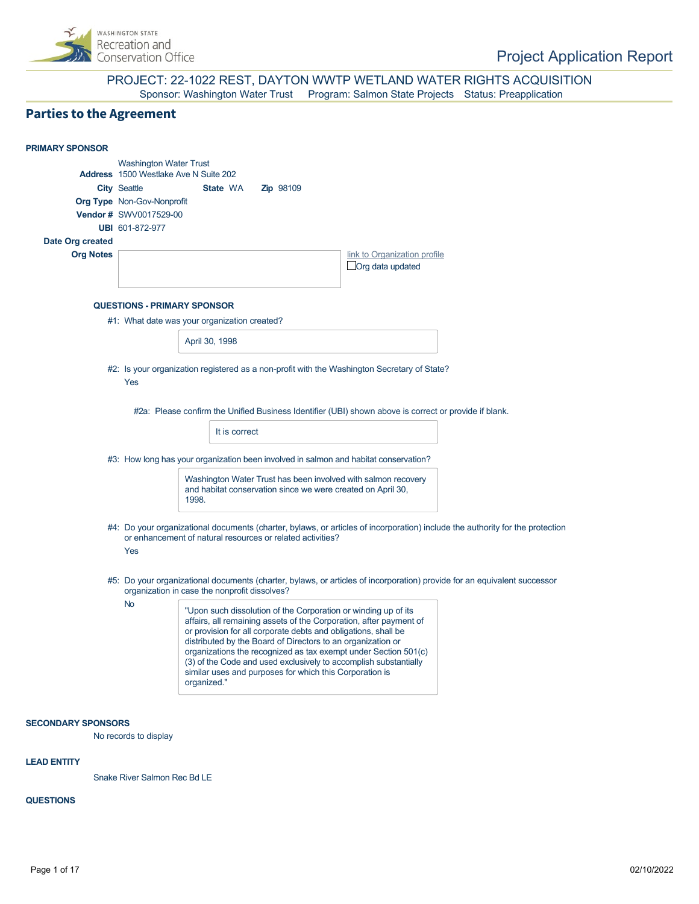# Project Application Report

## PROJECT: 22-1022 REST, DAYTON WWTP WETLAND WATER RIGHTS ACQUISITION

Sponsor: Washington Water Trust    Program: Salmon State Projects    Status: Preapplication

## Parties to the Agreement

### PRIMARY SPONSOR

Washington Water Trust

**Address** 1500 Westlake Ave N Suite 202

**City** Seattle    **State** WA    **Zip** 98109

**Org Type** Non-Gov-Nonprofit

**Vendor #** SWV0017529-00

**UBI** 601-872-977

**Date Org created**

**Org Notes**

link to Organization profile

☐ Org data updated

#### QUESTIONS - PRIMARY SPONSOR

#1: What date was your organization created?

April 30, 1998

#2: Is your organization registered as a non-profit with the Washington Secretary of State?

Yes

#2a: Please confirm the Unified Business Identifier (UBI) shown above is correct or provide if blank.

It is correct

#3: How long has your organization been involved in salmon and habitat conservation?

Washington Water Trust has been involved with salmon recovery and habitat conservation since we were created on April 30, 1998.

#4: Do your organizational documents (charter, bylaws, or articles of incorporation) include the authority for the protection or enhancement of natural resources or related activities?

Yes

#5: Do your organizational documents (charter, bylaws, or articles of incorporation) provide for an equivalent successor organization in case the nonprofit dissolves?

No

"Upon such dissolution of the Corporation or winding up of its affairs, all remaining assets of the Corporation, after payment of or provision for all corporate debts and obligations, shall be distributed by the Board of Directors to an organization or organizations the recognized as tax exempt under Section 501(c)(3) of the Code and used exclusively to accomplish substantially similar uses and purposes for which this Corporation is organized."

### SECONDARY SPONSORS

No records to display

### LEAD ENTITY

Snake River Salmon Rec Bd LE

### QUESTIONS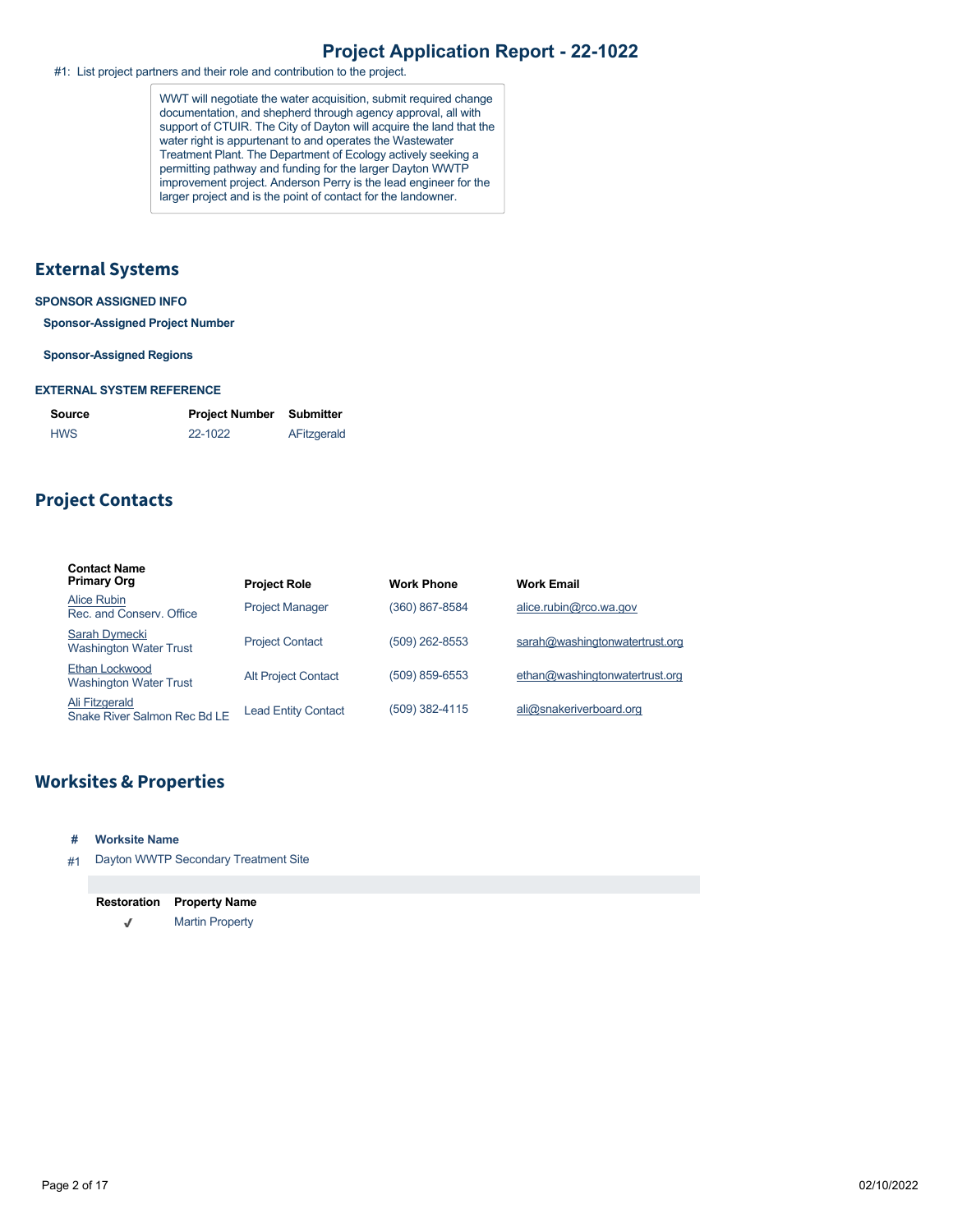# Project Application Report - 22-1022

#1: List project partners and their role and contribution to the project.

WWT will negotiate the water acquisition, submit required change documentation, and shepherd through agency approval, all with support of CTUIR. The City of Dayton will acquire the land that the water right is appurtenant to and operates the Wastewater Treatment Plant. The Department of Ecology actively seeking a permitting pathway and funding for the larger Dayton WWTP improvement project. Anderson Perry is the lead engineer for the larger project and is the point of contact for the landowner.

## External Systems

**SPONSOR ASSIGNED INFO**

**Sponsor-Assigned Project Number**

**Sponsor-Assigned Regions**

**EXTERNAL SYSTEM REFERENCE**

| Source | Project Number | Submitter |
|---|---|---|
| HWS | 22-1022 | AFitzgerald |

## Project Contacts

| Contact Name / Primary Org | Project Role | Work Phone | Work Email |
|---|---|---|---|
| Alice Rubin / Rec. and Conserv. Office | Project Manager | (360) 867-8584 | alice.rubin@rco.wa.gov |
| Sarah Dymecki / Washington Water Trust | Project Contact | (509) 262-8553 | sarah@washingtonwatertrust.org |
| Ethan Lockwood / Washington Water Trust | Alt Project Contact | (509) 859-6553 | ethan@washingtonwatertrust.org |
| Ali Fitzgerald / Snake River Salmon Rec Bd LE | Lead Entity Contact | (509) 382-4115 | ali@snakeriverboard.org |

## Worksites & Properties

| # | Worksite Name |
|---|---|
| #1 | Dayton WWTP Secondary Treatment Site |

| Restoration | Property Name |
|---|---|
| ✓ | Martin Property |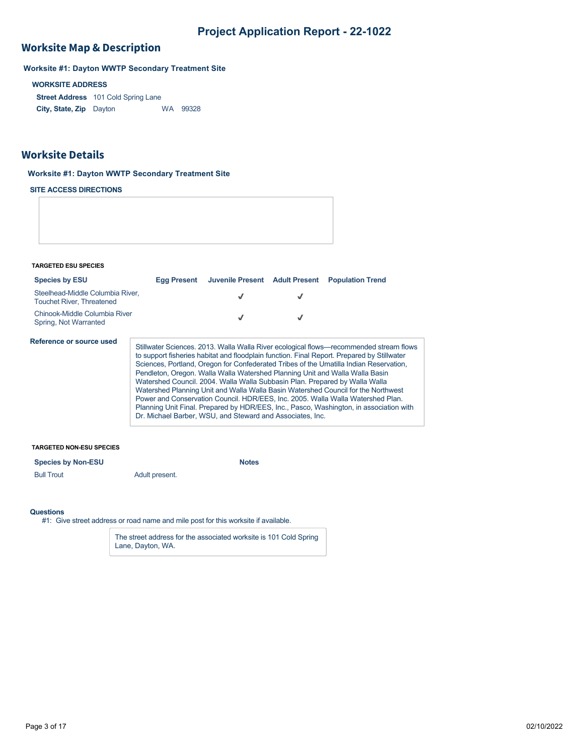# Project Application Report - 22-1022

## Worksite Map & Description

### Worksite #1: Dayton WWTP Secondary Treatment Site

**WORKSITE ADDRESS**

**Street Address** 101 Cold Spring Lane

**City, State, Zip** Dayton WA 99328

## Worksite Details

### Worksite #1: Dayton WWTP Secondary Treatment Site

**SITE ACCESS DIRECTIONS**

**TARGETED ESU SPECIES**

| Species by ESU | Egg Present | Juvenile Present | Adult Present | Population Trend |
|---|---|---|---|---|
| Steelhead-Middle Columbia River, Touchet River, Threatened | | ✓ | ✓ | |
| Chinook-Middle Columbia River Spring, Not Warranted | | ✓ | ✓ | |

**Reference or source used**

Stillwater Sciences. 2013. Walla Walla River ecological flows—recommended stream flows to support fisheries habitat and floodplain function. Final Report. Prepared by Stillwater Sciences, Portland, Oregon for Confederated Tribes of the Umatilla Indian Reservation, Pendleton, Oregon. Walla Walla Watershed Planning Unit and Walla Walla Basin Watershed Council. 2004. Walla Walla Subbasin Plan. Prepared by Walla Walla Watershed Planning Unit and Walla Walla Basin Watershed Council for the Northwest Power and Conservation Council. HDR/EES, Inc. 2005. Walla Walla Watershed Plan. Planning Unit Final. Prepared by HDR/EES, Inc., Pasco, Washington, in association with Dr. Michael Barber, WSU, and Steward and Associates, Inc.

**TARGETED NON-ESU SPECIES**

| Species by Non-ESU | Notes |
|---|---|
| Bull Trout | Adult present. |

**Questions**

#1: Give street address or road name and mile post for this worksite if available.

The street address for the associated worksite is 101 Cold Spring Lane, Dayton, WA.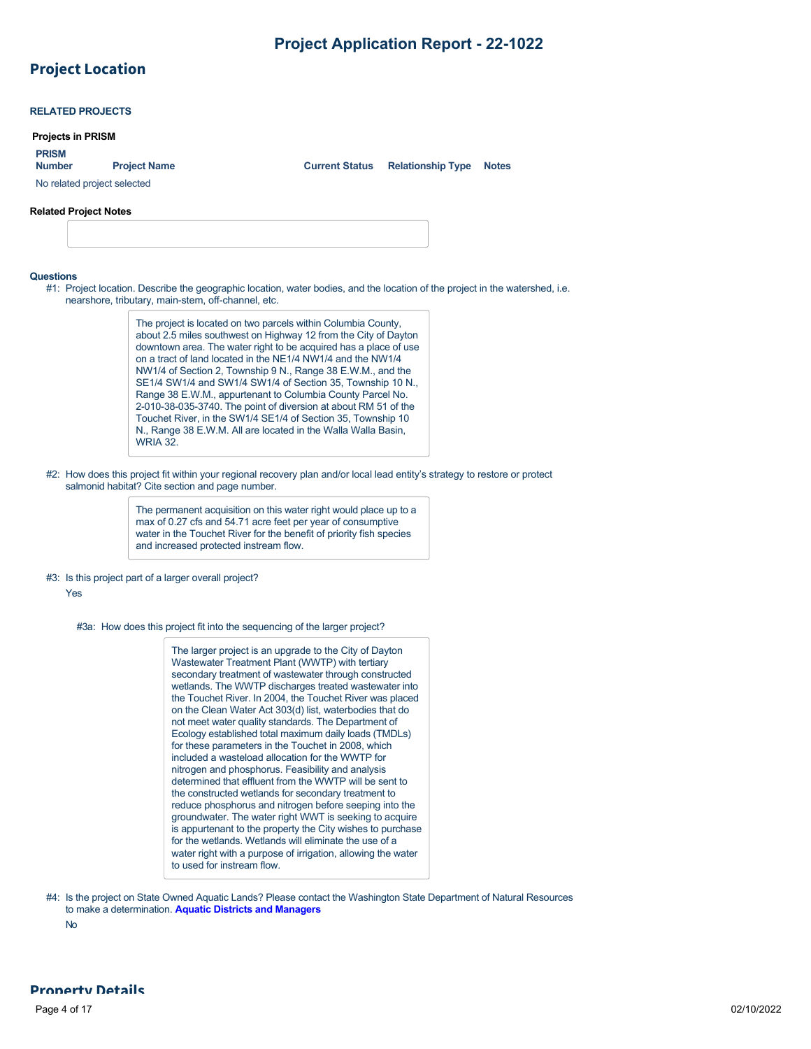# Project Application Report - 22-1022

## Project Location

### RELATED PROJECTS

**Projects in PRISM**

| PRISM Number | Project Name | Current Status | Relationship Type | Notes |
|---|---|---|---|---|
| No related project selected | | | | |

**Related Project Notes**

**Questions**

#1: Project location. Describe the geographic location, water bodies, and the location of the project in the watershed, i.e. nearshore, tributary, main-stem, off-channel, etc.

> The project is located on two parcels within Columbia County, about 2.5 miles southwest on Highway 12 from the City of Dayton downtown area. The water right to be acquired has a place of use on a tract of land located in the NE1/4 NW1/4 and the NW1/4 NW1/4 of Section 2, Township 9 N., Range 38 E.W.M., and the SE1/4 SW1/4 and SW1/4 SW1/4 of Section 35, Township 10 N., Range 38 E.W.M., appurtenant to Columbia County Parcel No. 2-010-38-035-3740. The point of diversion at about RM 51 of the Touchet River, in the SW1/4 SE1/4 of Section 35, Township 10 N., Range 38 E.W.M. All are located in the Walla Walla Basin, WRIA 32.

#2: How does this project fit within your regional recovery plan and/or local lead entity's strategy to restore or protect salmonid habitat? Cite section and page number.

> The permanent acquisition on this water right would place up to a max of 0.27 cfs and 54.71 acre feet per year of consumptive water in the Touchet River for the benefit of priority fish species and increased protected instream flow.

#3: Is this project part of a larger overall project?

Yes

#3a: How does this project fit into the sequencing of the larger project?

> The larger project is an upgrade to the City of Dayton Wastewater Treatment Plant (WWTP) with tertiary secondary treatment of wastewater through constructed wetlands. The WWTP discharges treated wastewater into the Touchet River. In 2004, the Touchet River was placed on the Clean Water Act 303(d) list, waterbodies that do not meet water quality standards. The Department of Ecology established total maximum daily loads (TMDLs) for these parameters in the Touchet in 2008, which included a wasteload allocation for the WWTP for nitrogen and phosphorus. Feasibility and analysis determined that effluent from the WWTP will be sent to the constructed wetlands for secondary treatment to reduce phosphorus and nitrogen before seeping into the groundwater. The water right WWT is seeking to acquire is appurtenant to the property the City wishes to purchase for the wetlands. Wetlands will eliminate the use of a water right with a purpose of irrigation, allowing the water to used for instream flow.

#4: Is the project on State Owned Aquatic Lands? Please contact the Washington State Department of Natural Resources to make a determination. **Aquatic Districts and Managers**

No

## Property Details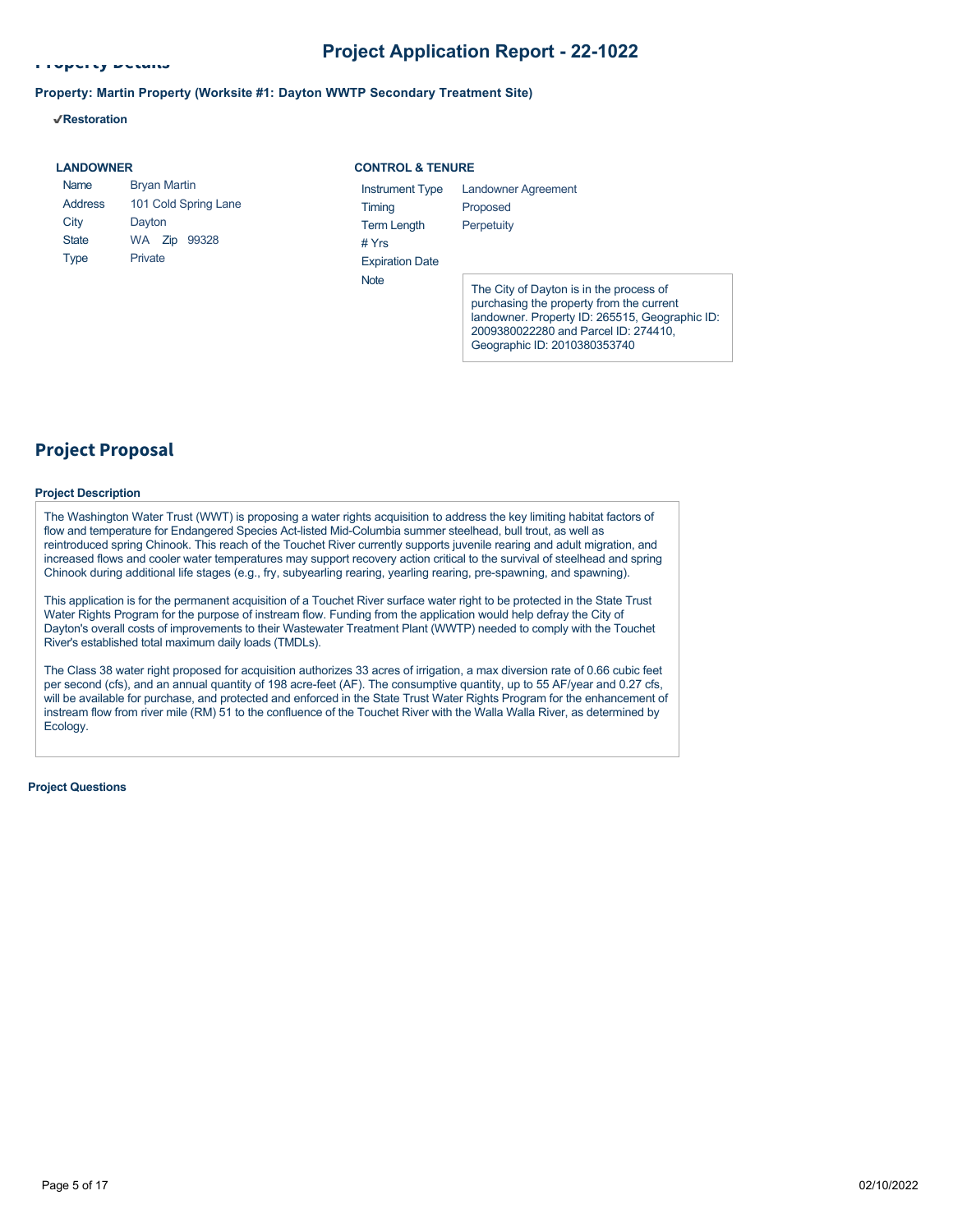### Property Details

**Property: Martin Property (Worksite #1: Dayton WWTP Secondary Treatment Site)**

✔**Restoration**

**LANDOWNER**

| | |
|---|---|
| Name | Bryan Martin |
| Address | 101 Cold Spring Lane |
| City | Dayton |
| State | WA Zip 99328 |
| Type | Private |

**CONTROL & TENURE**

| | |
|---|---|
| Instrument Type | Landowner Agreement |
| Timing | Proposed |
| Term Length | Perpetuity |
| # Yrs | |
| Expiration Date | |
| Note | The City of Dayton is in the process of purchasing the property from the current landowner. Property ID: 265515, Geographic ID: 2009380022280 and Parcel ID: 274410, Geographic ID: 2010380353740 |

## Project Proposal

**Project Description**

The Washington Water Trust (WWT) is proposing a water rights acquisition to address the key limiting habitat factors of flow and temperature for Endangered Species Act-listed Mid-Columbia summer steelhead, bull trout, as well as reintroduced spring Chinook. This reach of the Touchet River currently supports juvenile rearing and adult migration, and increased flows and cooler water temperatures may support recovery action critical to the survival of steelhead and spring Chinook during additional life stages (e.g., fry, subyearling rearing, yearling rearing, pre-spawning, and spawning).

This application is for the permanent acquisition of a Touchet River surface water right to be protected in the State Trust Water Rights Program for the purpose of instream flow. Funding from the application would help defray the City of Dayton's overall costs of improvements to their Wastewater Treatment Plant (WWTP) needed to comply with the Touchet River's established total maximum daily loads (TMDLs).

The Class 38 water right proposed for acquisition authorizes 33 acres of irrigation, a max diversion rate of 0.66 cubic feet per second (cfs), and an annual quantity of 198 acre-feet (AF). The consumptive quantity, up to 55 AF/year and 0.27 cfs, will be available for purchase, and protected and enforced in the State Trust Water Rights Program for the enhancement of instream flow from river mile (RM) 51 to the confluence of the Touchet River with the Walla Walla River, as determined by Ecology.

**Project Questions**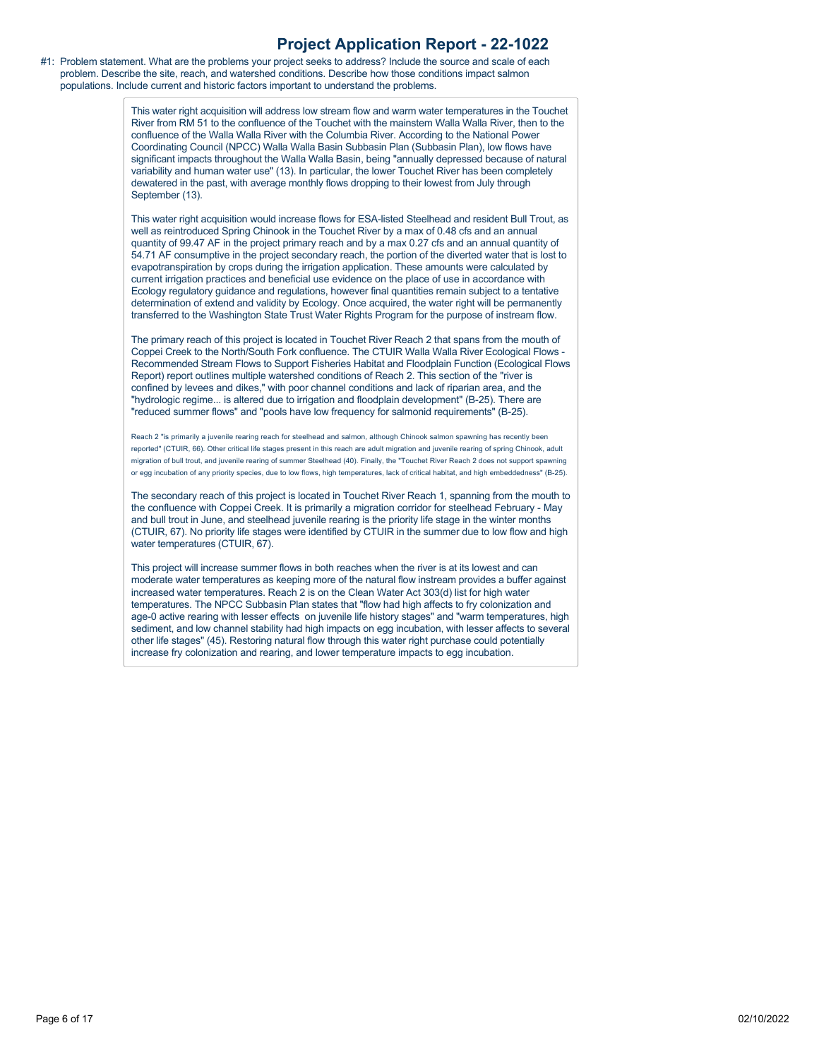# Project Application Report - 22-1022

#1: Problem statement. What are the problems your project seeks to address? Include the source and scale of each problem. Describe the site, reach, and watershed conditions. Describe how those conditions impact salmon populations. Include current and historic factors important to understand the problems.

This water right acquisition will address low stream flow and warm water temperatures in the Touchet River from RM 51 to the confluence of the Touchet with the mainstem Walla Walla River, then to the confluence of the Walla Walla River with the Columbia River. According to the National Power Coordinating Council (NPCC) Walla Walla Basin Subbasin Plan (Subbasin Plan), low flows have significant impacts throughout the Walla Walla Basin, being "annually depressed because of natural variability and human water use" (13). In particular, the lower Touchet River has been completely dewatered in the past, with average monthly flows dropping to their lowest from July through September (13).

This water right acquisition would increase flows for ESA-listed Steelhead and resident Bull Trout, as well as reintroduced Spring Chinook in the Touchet River by a max of 0.48 cfs and an annual quantity of 99.47 AF in the project primary reach and by a max 0.27 cfs and an annual quantity of 54.71 AF consumptive in the project secondary reach, the portion of the diverted water that is lost to evapotranspiration by crops during the irrigation application. These amounts were calculated by current irrigation practices and beneficial use evidence on the place of use in accordance with Ecology regulatory guidance and regulations, however final quantities remain subject to a tentative determination of extend and validity by Ecology. Once acquired, the water right will be permanently transferred to the Washington State Trust Water Rights Program for the purpose of instream flow.

The primary reach of this project is located in Touchet River Reach 2 that spans from the mouth of Coppei Creek to the North/South Fork confluence. The CTUIR Walla Walla River Ecological Flows - Recommended Stream Flows to Support Fisheries Habitat and Floodplain Function (Ecological Flows Report) report outlines multiple watershed conditions of Reach 2. This section of the "river is confined by levees and dikes," with poor channel conditions and lack of riparian area, and the "hydrologic regime... is altered due to irrigation and floodplain development" (B-25). There are "reduced summer flows" and "pools have low frequency for salmonid requirements" (B-25).

Reach 2 "is primarily a juvenile rearing reach for steelhead and salmon, although Chinook salmon spawning has recently been reported" (CTUIR, 66). Other critical life stages present in this reach are adult migration and juvenile rearing of spring Chinook, adult migration of bull trout, and juvenile rearing of summer Steelhead (40). Finally, the "Touchet River Reach 2 does not support spawning or egg incubation of any priority species, due to low flows, high temperatures, lack of critical habitat, and high embeddedness" (B-25).

The secondary reach of this project is located in Touchet River Reach 1, spanning from the mouth to the confluence with Coppei Creek. It is primarily a migration corridor for steelhead February - May and bull trout in June, and steelhead juvenile rearing is the priority life stage in the winter months (CTUIR, 67). No priority life stages were identified by CTUIR in the summer due to low flow and high water temperatures (CTUIR, 67).

This project will increase summer flows in both reaches when the river is at its lowest and can moderate water temperatures as keeping more of the natural flow instream provides a buffer against increased water temperatures. Reach 2 is on the Clean Water Act 303(d) list for high water temperatures. The NPCC Subbasin Plan states that "flow had high affects to fry colonization and age-0 active rearing with lesser effects on juvenile life history stages" and "warm temperatures, high sediment, and low channel stability had high impacts on egg incubation, with lesser affects to several other life stages" (45). Restoring natural flow through this water right purchase could potentially increase fry colonization and rearing, and lower temperature impacts to egg incubation.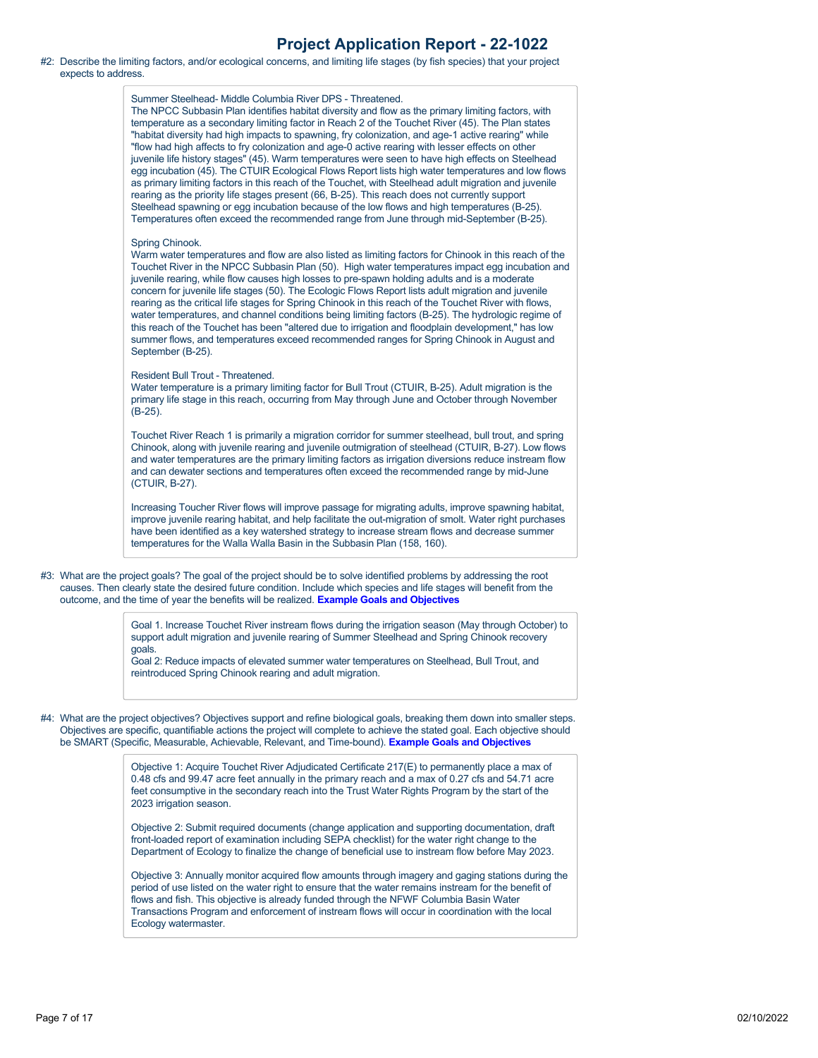# Project Application Report - 22-1022

#2: Describe the limiting factors, and/or ecological concerns, and limiting life stages (by fish species) that your project expects to address.

Summer Steelhead- Middle Columbia River DPS - Threatened.
The NPCC Subbasin Plan identifies habitat diversity and flow as the primary limiting factors, with temperature as a secondary limiting factor in Reach 2 of the Touchet River (45). The Plan states "habitat diversity had high impacts to spawning, fry colonization, and age-1 active rearing" while "flow had high affects to fry colonization and age-0 active rearing with lesser effects on other juvenile life history stages" (45). Warm temperatures were seen to have high effects on Steelhead egg incubation (45). The CTUIR Ecological Flows Report lists high water temperatures and low flows as primary limiting factors in this reach of the Touchet, with Steelhead adult migration and juvenile rearing as the priority life stages present (66, B-25). This reach does not currently support Steelhead spawning or egg incubation because of the low flows and high temperatures (B-25). Temperatures often exceed the recommended range from June through mid-September (B-25).

Spring Chinook.
Warm water temperatures and flow are also listed as limiting factors for Chinook in this reach of the Touchet River in the NPCC Subbasin Plan (50). High water temperatures impact egg incubation and juvenile rearing, while flow causes high losses to pre-spawn holding adults and is a moderate concern for juvenile life stages (50). The Ecologic Flows Report lists adult migration and juvenile rearing as the critical life stages for Spring Chinook in this reach of the Touchet River with flows, water temperatures, and channel conditions being limiting factors (B-25). The hydrologic regime of this reach of the Touchet has been "altered due to irrigation and floodplain development," has low summer flows, and temperatures exceed recommended ranges for Spring Chinook in August and September (B-25).

Resident Bull Trout - Threatened.
Water temperature is a primary limiting factor for Bull Trout (CTUIR, B-25). Adult migration is the primary life stage in this reach, occurring from May through June and October through November (B-25).

Touchet River Reach 1 is primarily a migration corridor for summer steelhead, bull trout, and spring Chinook, along with juvenile rearing and juvenile outmigration of steelhead (CTUIR, B-27). Low flows and water temperatures are the primary limiting factors as irrigation diversions reduce instream flow and can dewater sections and temperatures often exceed the recommended range by mid-June (CTUIR, B-27).

Increasing Toucher River flows will improve passage for migrating adults, improve spawning habitat, improve juvenile rearing habitat, and help facilitate the out-migration of smolt. Water right purchases have been identified as a key watershed strategy to increase stream flows and decrease summer temperatures for the Walla Walla Basin in the Subbasin Plan (158, 160).

#3: What are the project goals? The goal of the project should be to solve identified problems by addressing the root causes. Then clearly state the desired future condition. Include which species and life stages will benefit from the outcome, and the time of year the benefits will be realized. **Example Goals and Objectives**

Goal 1. Increase Touchet River instream flows during the irrigation season (May through October) to support adult migration and juvenile rearing of Summer Steelhead and Spring Chinook recovery goals.
Goal 2: Reduce impacts of elevated summer water temperatures on Steelhead, Bull Trout, and reintroduced Spring Chinook rearing and adult migration.

#4: What are the project objectives? Objectives support and refine biological goals, breaking them down into smaller steps. Objectives are specific, quantifiable actions the project will complete to achieve the stated goal. Each objective should be SMART (Specific, Measurable, Achievable, Relevant, and Time-bound). **Example Goals and Objectives**

Objective 1: Acquire Touchet River Adjudicated Certificate 217(E) to permanently place a max of 0.48 cfs and 99.47 acre feet annually in the primary reach and a max of 0.27 cfs and 54.71 acre feet consumptive in the secondary reach into the Trust Water Rights Program by the start of the 2023 irrigation season.

Objective 2: Submit required documents (change application and supporting documentation, draft front-loaded report of examination including SEPA checklist) for the water right change to the Department of Ecology to finalize the change of beneficial use to instream flow before May 2023.

Objective 3: Annually monitor acquired flow amounts through imagery and gaging stations during the period of use listed on the water right to ensure that the water remains instream for the benefit of flows and fish. This objective is already funded through the NFWF Columbia Basin Water Transactions Program and enforcement of instream flows will occur in coordination with the local Ecology watermaster.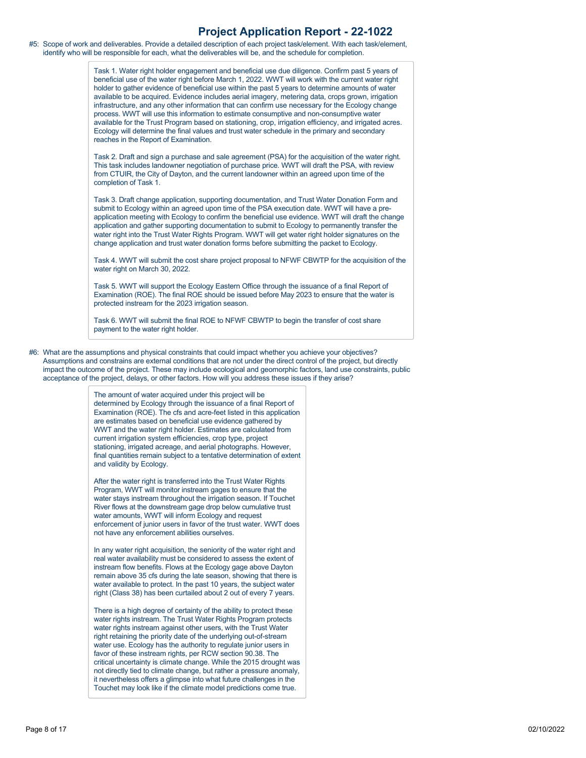# Project Application Report - 22-1022

#5: Scope of work and deliverables. Provide a detailed description of each project task/element. With each task/element, identify who will be responsible for each, what the deliverables will be, and the schedule for completion.

Task 1. Water right holder engagement and beneficial use due diligence. Confirm past 5 years of beneficial use of the water right before March 1, 2022. WWT will work with the current water right holder to gather evidence of beneficial use within the past 5 years to determine amounts of water available to be acquired. Evidence includes aerial imagery, metering data, crops grown, irrigation infrastructure, and any other information that can confirm use necessary for the Ecology change process. WWT will use this information to estimate consumptive and non-consumptive water available for the Trust Program based on stationing, crop, irrigation efficiency, and irrigated acres. Ecology will determine the final values and trust water schedule in the primary and secondary reaches in the Report of Examination.

Task 2. Draft and sign a purchase and sale agreement (PSA) for the acquisition of the water right. This task includes landowner negotiation of purchase price. WWT will draft the PSA, with review from CTUIR, the City of Dayton, and the current landowner within an agreed upon time of the completion of Task 1.

Task 3. Draft change application, supporting documentation, and Trust Water Donation Form and submit to Ecology within an agreed upon time of the PSA execution date. WWT will have a pre-application meeting with Ecology to confirm the beneficial use evidence. WWT will draft the change application and gather supporting documentation to submit to Ecology to permanently transfer the water right into the Trust Water Rights Program. WWT will get water right holder signatures on the change application and trust water donation forms before submitting the packet to Ecology.

Task 4. WWT will submit the cost share project proposal to NFWF CBWTP for the acquisition of the water right on March 30, 2022.

Task 5. WWT will support the Ecology Eastern Office through the issuance of a final Report of Examination (ROE). The final ROE should be issued before May 2023 to ensure that the water is protected instream for the 2023 irrigation season.

Task 6. WWT will submit the final ROE to NFWF CBWTP to begin the transfer of cost share payment to the water right holder.

#6: What are the assumptions and physical constraints that could impact whether you achieve your objectives? Assumptions and constrains are external conditions that are not under the direct control of the project, but directly impact the outcome of the project. These may include ecological and geomorphic factors, land use constraints, public acceptance of the project, delays, or other factors. How will you address these issues if they arise?

The amount of water acquired under this project will be determined by Ecology through the issuance of a final Report of Examination (ROE). The cfs and acre-feet listed in this application are estimates based on beneficial use evidence gathered by WWT and the water right holder. Estimates are calculated from current irrigation system efficiencies, crop type, project stationing, irrigated acreage, and aerial photographs. However, final quantities remain subject to a tentative determination of extent and validity by Ecology.

After the water right is transferred into the Trust Water Rights Program, WWT will monitor instream gages to ensure that the water stays instream throughout the irrigation season. If Touchet River flows at the downstream gage drop below cumulative trust water amounts, WWT will inform Ecology and request enforcement of junior users in favor of the trust water. WWT does not have any enforcement abilities ourselves.

In any water right acquisition, the seniority of the water right and real water availability must be considered to assess the extent of instream flow benefits. Flows at the Ecology gage above Dayton remain above 35 cfs during the late season, showing that there is water available to protect. In the past 10 years, the subject water right (Class 38) has been curtailed about 2 out of every 7 years.

There is a high degree of certainty of the ability to protect these water rights instream. The Trust Water Rights Program protects water rights instream against other users, with the Trust Water right retaining the priority date of the underlying out-of-stream water use. Ecology has the authority to regulate junior users in favor of these instream rights, per RCW section 90.38. The critical uncertainty is climate change. While the 2015 drought was not directly tied to climate change, but rather a pressure anomaly, it nevertheless offers a glimpse into what future challenges in the Touchet may look like if the climate model predictions come true.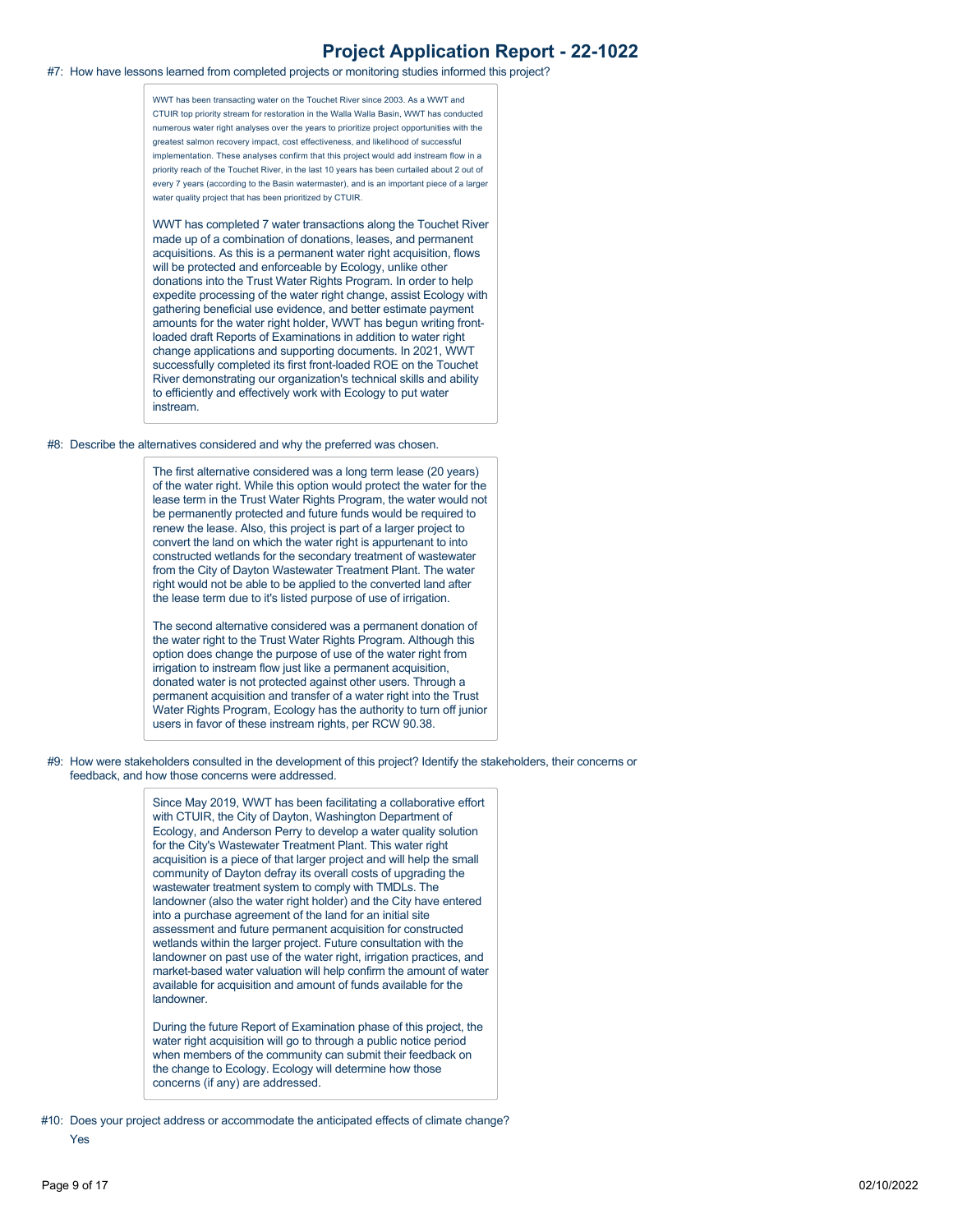#7: How have lessons learned from completed projects or monitoring studies informed this project?

> WWT has been transacting water on the Touchet River since 2003. As a WWT and CTUIR top priority stream for restoration in the Walla Walla Basin, WWT has conducted numerous water right analyses over the years to prioritize project opportunities with the greatest salmon recovery impact, cost effectiveness, and likelihood of successful implementation. These analyses confirm that this project would add instream flow in a priority reach of the Touchet River, in the last 10 years has been curtailed about 2 out of every 7 years (according to the Basin watermaster), and is an important piece of a larger water quality project that has been prioritized by CTUIR.
>
> WWT has completed 7 water transactions along the Touchet River made up of a combination of donations, leases, and permanent acquisitions. As this is a permanent water right acquisition, flows will be protected and enforceable by Ecology, unlike other donations into the Trust Water Rights Program. In order to help expedite processing of the water right change, assist Ecology with gathering beneficial use evidence, and better estimate payment amounts for the water right holder, WWT has begun writing front-loaded draft Reports of Examinations in addition to water right change applications and supporting documents. In 2021, WWT successfully completed its first front-loaded ROE on the Touchet River demonstrating our organization's technical skills and ability to efficiently and effectively work with Ecology to put water instream.

#8: Describe the alternatives considered and why the preferred was chosen.

> The first alternative considered was a long term lease (20 years) of the water right. While this option would protect the water for the lease term in the Trust Water Rights Program, the water would not be permanently protected and future funds would be required to renew the lease. Also, this project is part of a larger project to convert the land on which the water right is appurtenant to into constructed wetlands for the secondary treatment of wastewater from the City of Dayton Wastewater Treatment Plant. The water right would not be able to be applied to the converted land after the lease term due to it's listed purpose of use of irrigation.
>
> The second alternative considered was a permanent donation of the water right to the Trust Water Rights Program. Although this option does change the purpose of use of the water right from irrigation to instream flow just like a permanent acquisition, donated water is not protected against other users. Through a permanent acquisition and transfer of a water right into the Trust Water Rights Program, Ecology has the authority to turn off junior users in favor of these instream rights, per RCW 90.38.

#9: How were stakeholders consulted in the development of this project? Identify the stakeholders, their concerns or feedback, and how those concerns were addressed.

> Since May 2019, WWT has been facilitating a collaborative effort with CTUIR, the City of Dayton, Washington Department of Ecology, and Anderson Perry to develop a water quality solution for the City's Wastewater Treatment Plant. This water right acquisition is a piece of that larger project and will help the small community of Dayton defray its overall costs of upgrading the wastewater treatment system to comply with TMDLs. The landowner (also the water right holder) and the City have entered into a purchase agreement of the land for an initial site assessment and future permanent acquisition for constructed wetlands within the larger project. Future consultation with the landowner on past use of the water right, irrigation practices, and market-based water valuation will help confirm the amount of water available for acquisition and amount of funds available for the landowner.
>
> During the future Report of Examination phase of this project, the water right acquisition will go to through a public notice period when members of the community can submit their feedback on the change to Ecology. Ecology will determine how those concerns (if any) are addressed.

#10: Does your project address or accommodate the anticipated effects of climate change?

Yes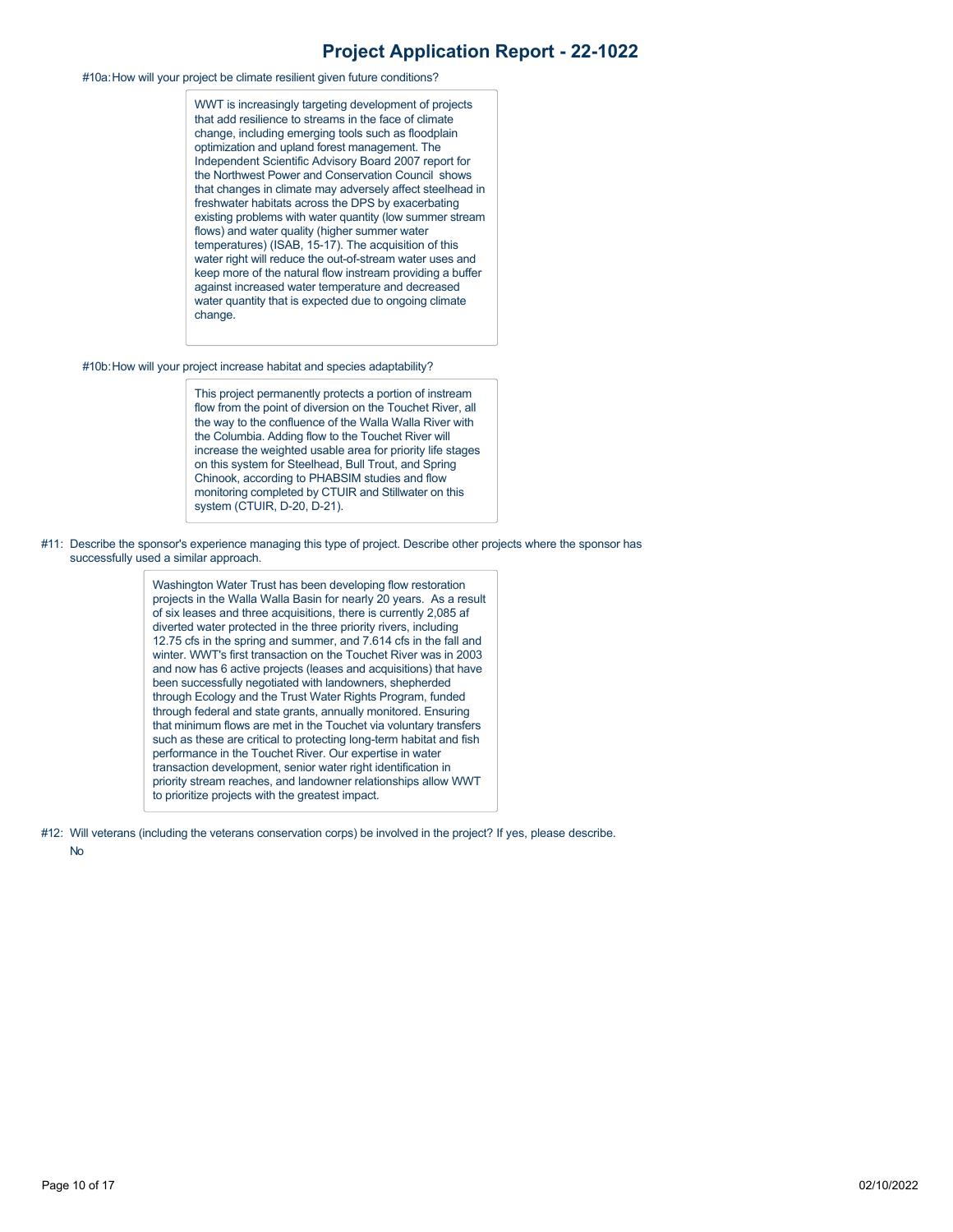#10a: How will your project be climate resilient given future conditions?

> WWT is increasingly targeting development of projects that add resilience to streams in the face of climate change, including emerging tools such as floodplain optimization and upland forest management. The Independent Scientific Advisory Board 2007 report for the Northwest Power and Conservation Council shows that changes in climate may adversely affect steelhead in freshwater habitats across the DPS by exacerbating existing problems with water quantity (low summer stream flows) and water quality (higher summer water temperatures) (ISAB, 15-17). The acquisition of this water right will reduce the out-of-stream water uses and keep more of the natural flow instream providing a buffer against increased water temperature and decreased water quantity that is expected due to ongoing climate change.

#10b: How will your project increase habitat and species adaptability?

> This project permanently protects a portion of instream flow from the point of diversion on the Touchet River, all the way to the confluence of the Walla Walla River with the Columbia. Adding flow to the Touchet River will increase the weighted usable area for priority life stages on this system for Steelhead, Bull Trout, and Spring Chinook, according to PHABSIM studies and flow monitoring completed by CTUIR and Stillwater on this system (CTUIR, D-20, D-21).

#11: Describe the sponsor's experience managing this type of project. Describe other projects where the sponsor has successfully used a similar approach.

> Washington Water Trust has been developing flow restoration projects in the Walla Walla Basin for nearly 20 years. As a result of six leases and three acquisitions, there is currently 2,085 af diverted water protected in the three priority rivers, including 12.75 cfs in the spring and summer, and 7.614 cfs in the fall and winter. WWT's first transaction on the Touchet River was in 2003 and now has 6 active projects (leases and acquisitions) that have been successfully negotiated with landowners, shepherded through Ecology and the Trust Water Rights Program, funded through federal and state grants, annually monitored. Ensuring that minimum flows are met in the Touchet via voluntary transfers such as these are critical to protecting long-term habitat and fish performance in the Touchet River. Our expertise in water transaction development, senior water right identification in priority stream reaches, and landowner relationships allow WWT to prioritize projects with the greatest impact.

#12: Will veterans (including the veterans conservation corps) be involved in the project? If yes, please describe.

No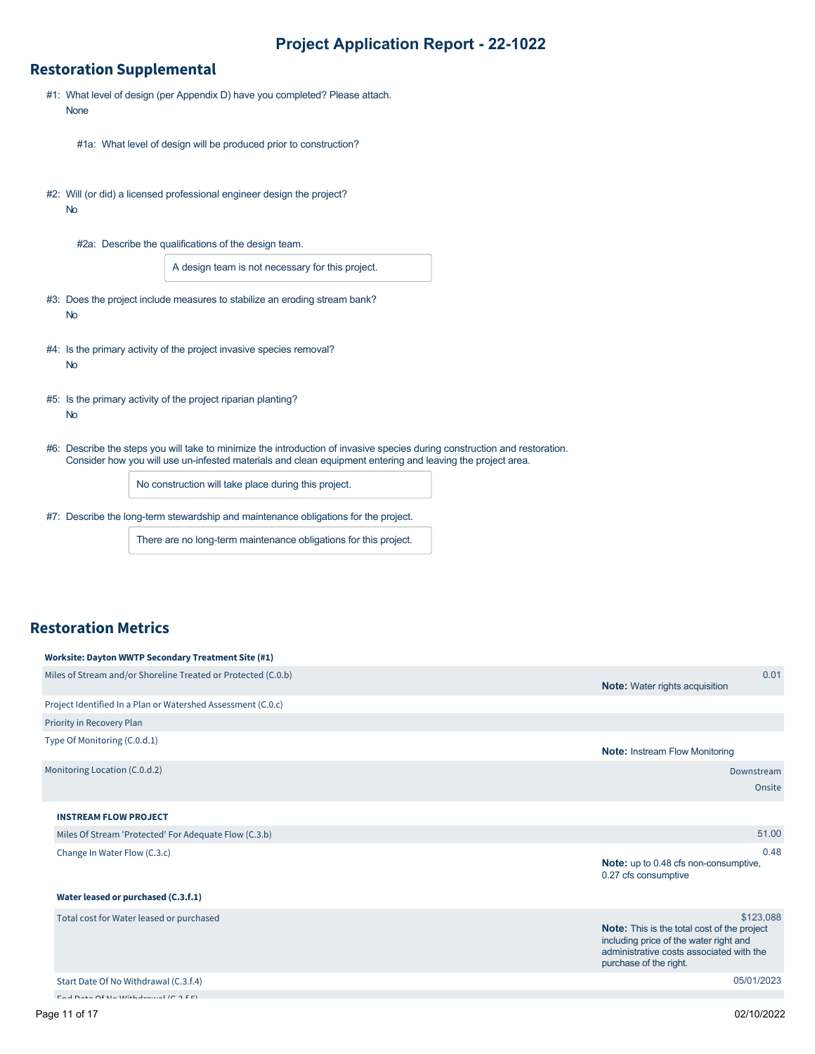# Project Application Report - 22-1022

## Restoration Supplemental

#1: What level of design (per Appendix D) have you completed? Please attach.
None

#1a: What level of design will be produced prior to construction?

#2: Will (or did) a licensed professional engineer design the project?
No

#2a: Describe the qualifications of the design team.

A design team is not necessary for this project.

#3: Does the project include measures to stabilize an eroding stream bank?
No

#4: Is the primary activity of the project invasive species removal?
No

#5: Is the primary activity of the project riparian planting?
No

#6: Describe the steps you will take to minimize the introduction of invasive species during construction and restoration. Consider how you will use un-infested materials and clean equipment entering and leaving the project area.

No construction will take place during this project.

#7: Describe the long-term stewardship and maintenance obligations for the project.

There are no long-term maintenance obligations for this project.

## Restoration Metrics

**Worksite: Dayton WWTP Secondary Treatment Site (#1)**

| | |
|---|---|
| Miles of Stream and/or Shoreline Treated or Protected (C.0.b) | 0.01<br>**Note:** Water rights acquisition |
| Project Identified In a Plan or Watershed Assessment (C.0.c) | |
| Priority in Recovery Plan | |
| Type Of Monitoring (C.0.d.1) | **Note:** Instream Flow Monitoring |
| Monitoring Location (C.0.d.2) | Downstream<br>Onsite |

**INSTREAM FLOW PROJECT**

| | |
|---|---|
| Miles Of Stream 'Protected' For Adequate Flow (C.3.b) | 51.00 |
| Change In Water Flow (C.3.c) | 0.48<br>**Note:** up to 0.48 cfs non-consumptive, 0.27 cfs consumptive |

**Water leased or purchased (C.3.f.1)**

| | |
|---|---|
| Total cost for Water leased or purchased | $123,088<br>**Note:** This is the total cost of the project including price of the water right and administrative costs associated with the purchase of the right. |
| Start Date Of No Withdrawal (C.3.f.4) | 05/01/2023 |
| End Date Of No Withdrawal (C.3.f.5) | |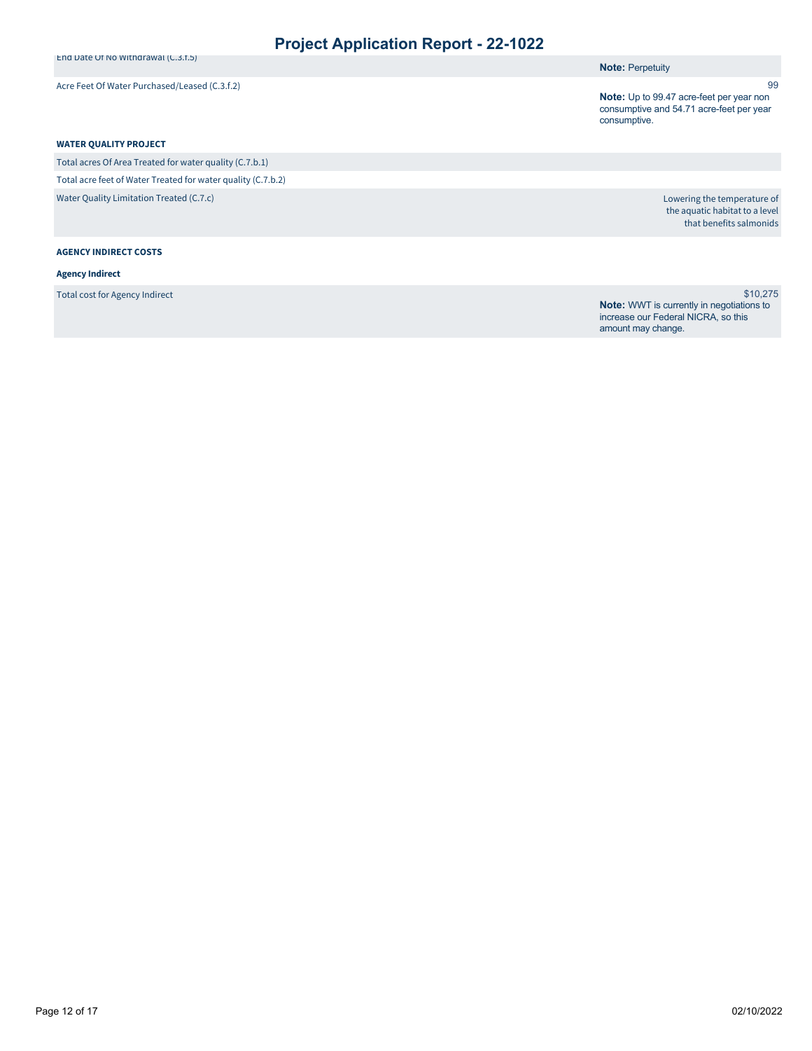| Field | Value |
|---|---|
| End Date Of No Withdrawal (C.3.f.5) | **Note:** Perpetuity |
| Acre Feet Of Water Purchased/Leased (C.3.f.2) | 99<br>**Note:** Up to 99.47 acre-feet per year non consumptive and 54.71 acre-feet per year consumptive. |

**WATER QUALITY PROJECT**

| Field | Value |
|---|---|
| Total acres Of Area Treated for water quality (C.7.b.1) | |
| Total acre feet of Water Treated for water quality (C.7.b.2) | |
| Water Quality Limitation Treated (C.7.c) | Lowering the temperature of the aquatic habitat to a level that benefits salmonids |

**AGENCY INDIRECT COSTS**

**Agency Indirect**

| Field | Value |
|---|---|
| Total cost for Agency Indirect | $10,275<br>**Note:** WWT is currently in negotiations to increase our Federal NICRA, so this amount may change. |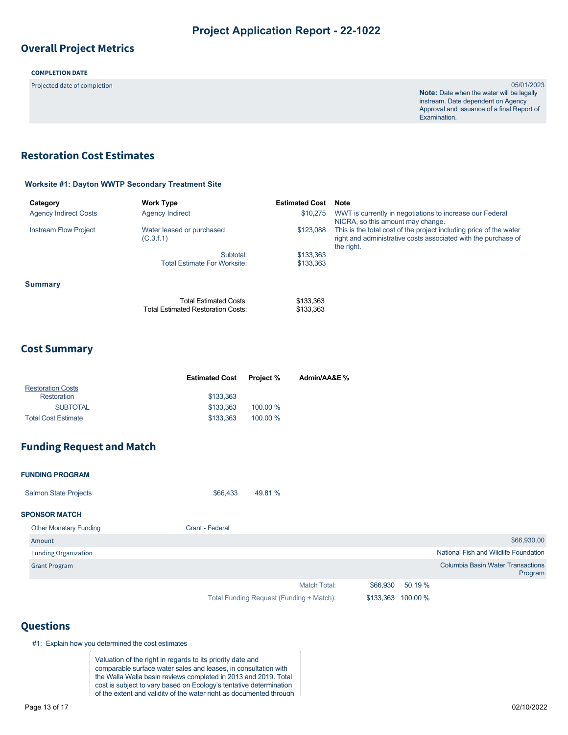# Project Application Report - 22-1022

## Overall Project Metrics

**COMPLETION DATE**

| | |
|---|---|
| Projected date of completion | 05/01/2023<br>**Note:** Date when the water will be legally instream. Date dependent on Agency Approval and issuance of a final Report of Examination. |

## Restoration Cost Estimates

### Worksite #1: Dayton WWTP Secondary Treatment Site

| Category | Work Type | Estimated Cost | Note |
|---|---|---|---|
| Agency Indirect Costs | Agency Indirect | $10,275 | WWT is currently in negotiations to increase our Federal NICRA, so this amount may change. |
| Instream Flow Project | Water leased or purchased (C.3.f.1) | $123,088 | This is the total cost of the project including price of the water right and administrative costs associated with the purchase of the right. |
| | Subtotal: | $133,363 | |
| | Total Estimate For Worksite: | $133,363 | |

### Summary

| | |
|---|---|
| Total Estimated Costs: | $133,363 |
| Total Estimated Restoration Costs: | $133,363 |

## Cost Summary

| | Estimated Cost | Project % | Admin/AA&E % |
|---|---|---|---|
| Restoration Costs | | | |
| Restoration | $133,363 | | |
| SUBTOTAL | $133,363 | 100.00 % | |
| Total Cost Estimate | $133,363 | 100.00 % | |

## Funding Request and Match

**FUNDING PROGRAM**

| | | |
|---|---|---|
| Salmon State Projects | $66,433 | 49.81 % |

**SPONSOR MATCH**

| | |
|---|---|
| Other Monetary Funding | Grant - Federal |
| Amount | $66,930.00 |
| Funding Organization | National Fish and Wildlife Foundation |
| Grant Program | Columbia Basin Water Transactions Program |

| | | |
|---|---|---|
| Match Total: | $66,930 | 50.19 % |
| Total Funding Request (Funding + Match): | $133,363 | 100.00 % |

## Questions

#1: Explain how you determined the cost estimates

Valuation of the right in regards to its priority date and comparable surface water sales and leases, in consultation with the Walla Walla basin reviews completed in 2013 and 2019. Total cost is subject to vary based on Ecology's tentative determination of the extent and validity of the water right as documented through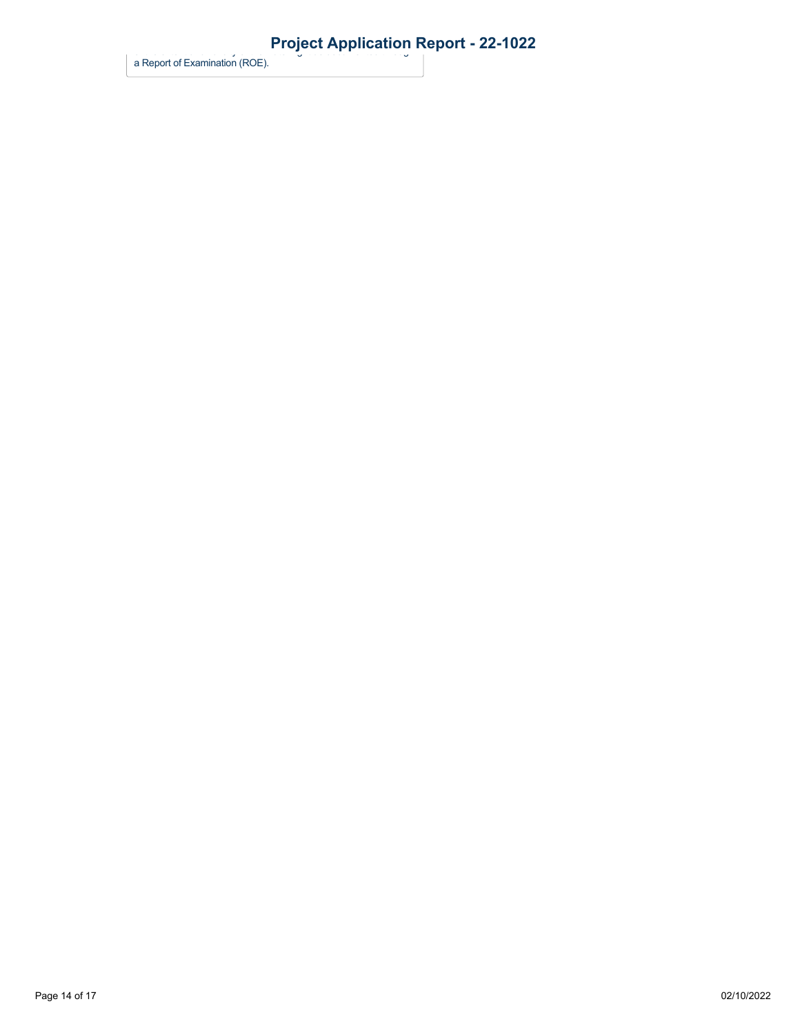a Report of Examination (ROE).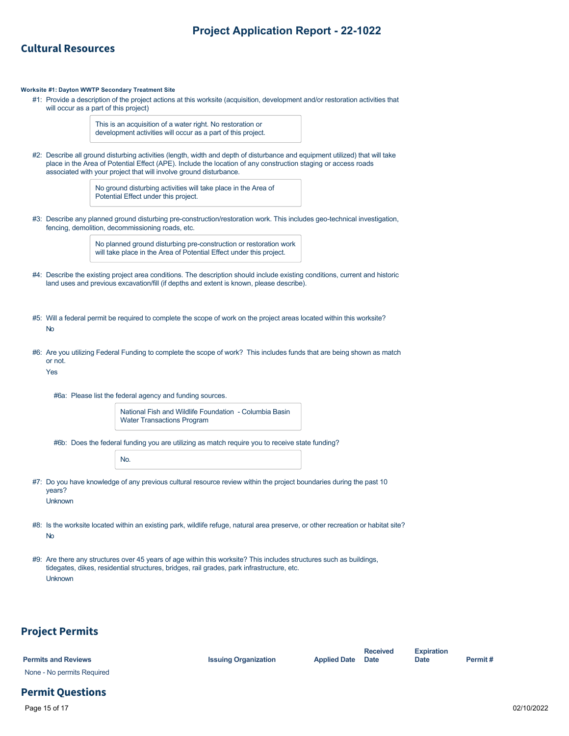## Cultural Resources

**Worksite #1: Dayton WWTP Secondary Treatment Site**

#1: Provide a description of the project actions at this worksite (acquisition, development and/or restoration activities that will occur as a part of this project)

> This is an acquisition of a water right. No restoration or development activities will occur as a part of this project.

#2: Describe all ground disturbing activities (length, width and depth of disturbance and equipment utilized) that will take place in the Area of Potential Effect (APE). Include the location of any construction staging or access roads associated with your project that will involve ground disturbance.

> No ground disturbing activities will take place in the Area of Potential Effect under this project.

#3: Describe any planned ground disturbing pre-construction/restoration work. This includes geo-technical investigation, fencing, demolition, decommissioning roads, etc.

> No planned ground disturbing pre-construction or restoration work will take place in the Area of Potential Effect under this project.

#4: Describe the existing project area conditions. The description should include existing conditions, current and historic land uses and previous excavation/fill (if depths and extent is known, please describe).

#5: Will a federal permit be required to complete the scope of work on the project areas located within this worksite?

No

#6: Are you utilizing Federal Funding to complete the scope of work? This includes funds that are being shown as match or not.

Yes

#6a: Please list the federal agency and funding sources.

> National Fish and Wildlife Foundation - Columbia Basin Water Transactions Program

#6b: Does the federal funding you are utilizing as match require you to receive state funding?

> No.

#7: Do you have knowledge of any previous cultural resource review within the project boundaries during the past 10 years?

Unknown

#8: Is the worksite located within an existing park, wildlife refuge, natural area preserve, or other recreation or habitat site?

No

#9: Are there any structures over 45 years of age within this worksite? This includes structures such as buildings, tidegates, dikes, residential structures, bridges, rail grades, park infrastructure, etc.

Unknown

## Project Permits

| Permits and Reviews | Issuing Organization | Applied Date | Received Date | Expiration Date | Permit # |
|---|---|---|---|---|---|
| None - No permits Required | | | | | |

## Permit Questions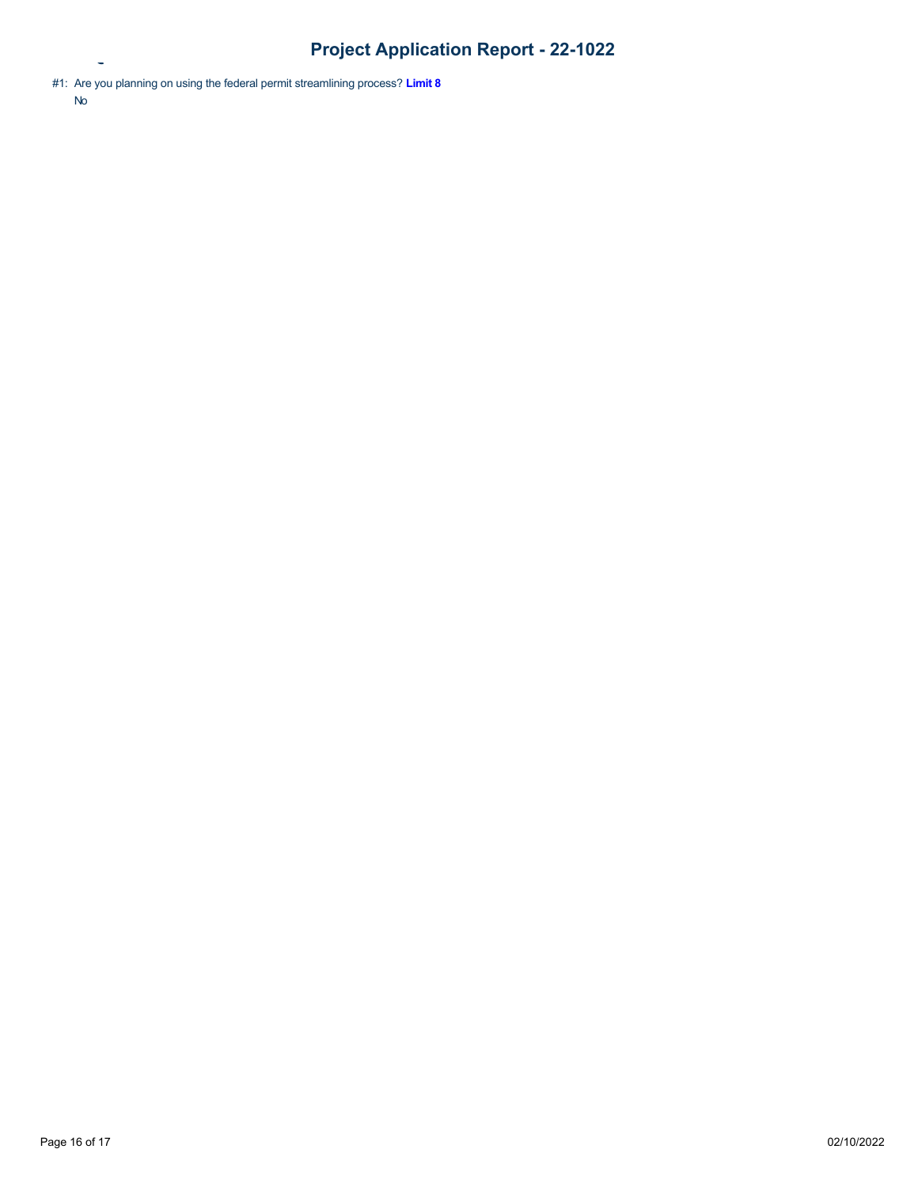#1: Are you planning on using the federal permit streamlining process? **Limit 8**

No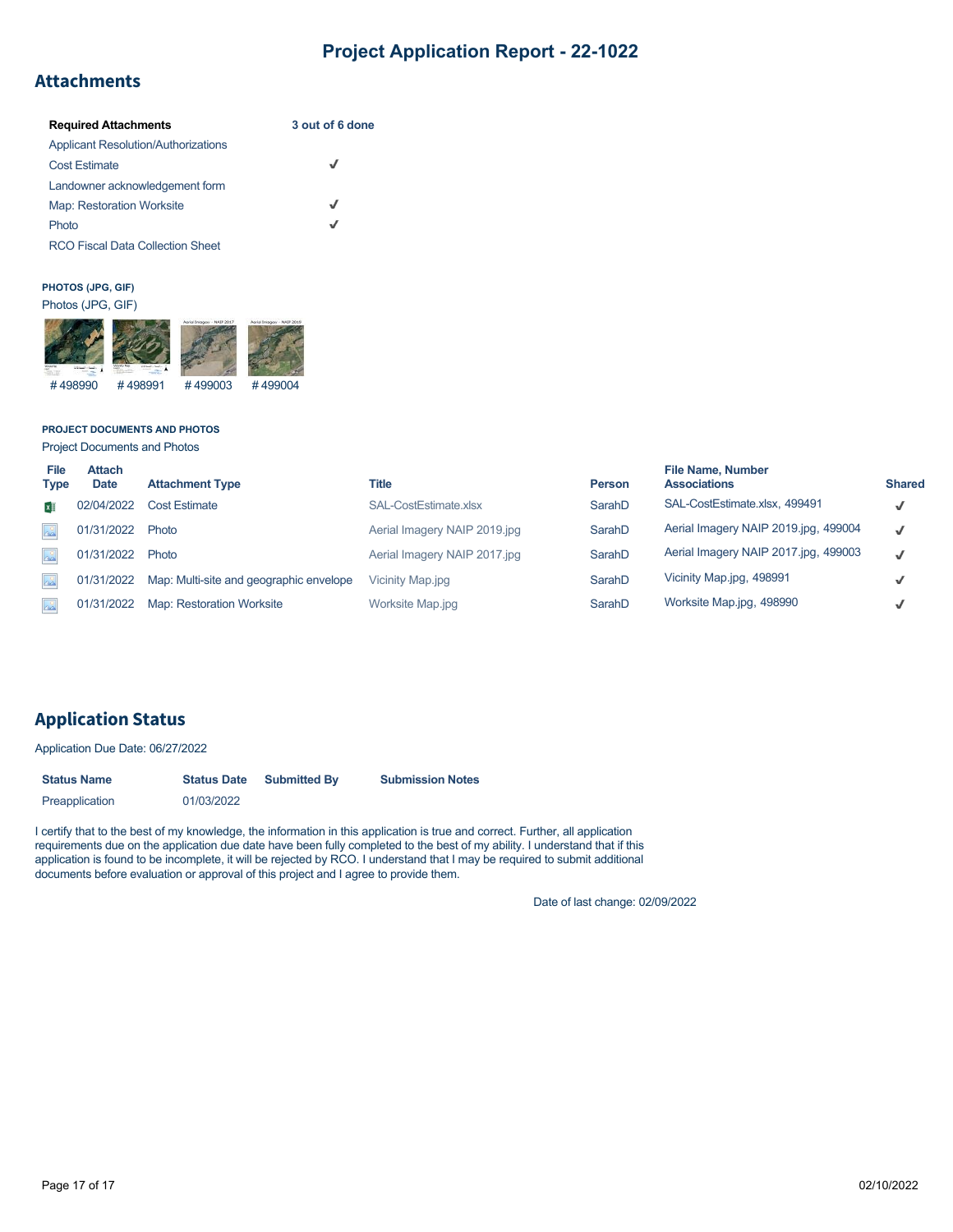## Attachments

| Required Attachments | 3 out of 6 done |
|---|---|
| Applicant Resolution/Authorizations | |
| Cost Estimate | ✓ |
| Landowner acknowledgement form | |
| Map: Restoration Worksite | ✓ |
| Photo | ✓ |
| RCO Fiscal Data Collection Sheet | |

**PHOTOS (JPG, GIF)**

Photos (JPG, GIF)

# 498990 # 498991 # 499003 # 499004

**PROJECT DOCUMENTS AND PHOTOS**

Project Documents and Photos

| File Type | Attach Date | Attachment Type | Title | Person | File Name, Number Associations | Shared |
|---|---|---|---|---|---|---|
| | 02/04/2022 | Cost Estimate | SAL-CostEstimate.xlsx | SarahD | SAL-CostEstimate.xlsx, 499491 | ✓ |
| | 01/31/2022 | Photo | Aerial Imagery NAIP 2019.jpg | SarahD | Aerial Imagery NAIP 2019.jpg, 499004 | ✓ |
| | 01/31/2022 | Photo | Aerial Imagery NAIP 2017.jpg | SarahD | Aerial Imagery NAIP 2017.jpg, 499003 | ✓ |
| | 01/31/2022 | Map: Multi-site and geographic envelope | Vicinity Map.jpg | SarahD | Vicinity Map.jpg, 498991 | ✓ |
| | 01/31/2022 | Map: Restoration Worksite | Worksite Map.jpg | SarahD | Worksite Map.jpg, 498990 | ✓ |

## Application Status

Application Due Date: 06/27/2022

| Status Name | Status Date | Submitted By | Submission Notes |
|---|---|---|---|
| Preapplication | 01/03/2022 | | |

I certify that to the best of my knowledge, the information in this application is true and correct. Further, all application requirements due on the application due date have been fully completed to the best of my ability. I understand that if this application is found to be incomplete, it will be rejected by RCO. I understand that I may be required to submit additional documents before evaluation or approval of this project and I agree to provide them.

Date of last change: 02/09/2022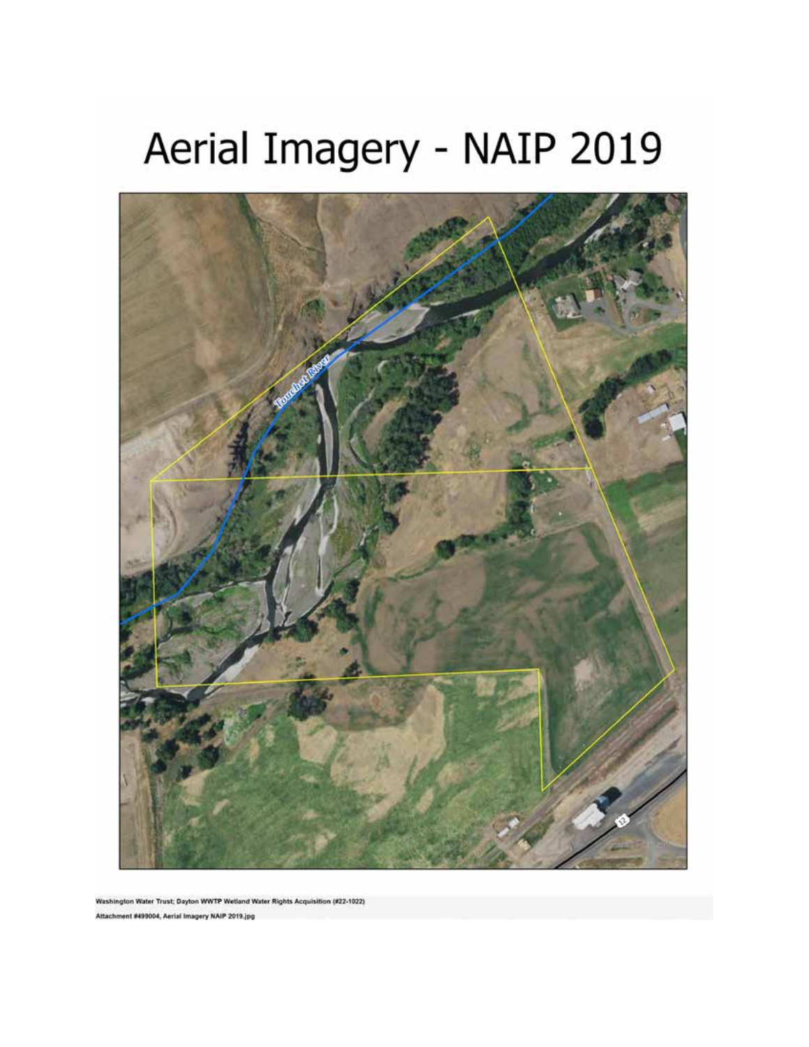# Aerial Imagery - NAIP 2019

Washington Water Trust; Dayton WWTP Wetland Water Rights Acquisition (#22-1022)

Attachment #499004, Aerial Imagery NAIP 2019.jpg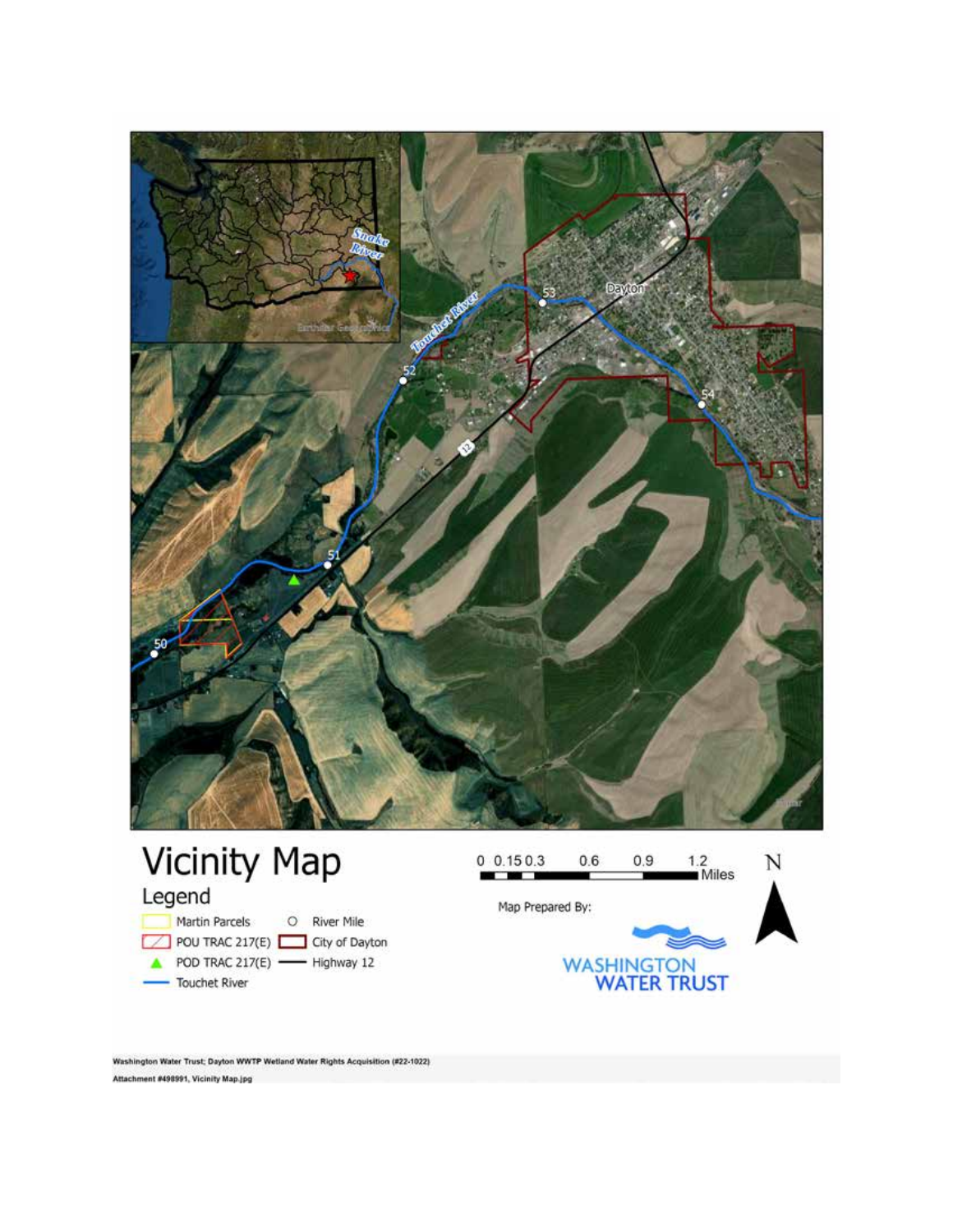# Vicinity Map

Legend

- Martin Parcels
- POU TRAC 217(E)
- POD TRAC 217(E)
- Touchet River
- River Mile
- City of Dayton
- Highway 12

0 0.15 0.3 0.6 0.9 1.2 Miles

N

Map Prepared By:

WASHINGTON WATER TRUST

Washington Water Trust; Dayton WWTP Wetland Water Rights Acquisition (#22-1022)

Attachment #498991, Vicinity Map.jpg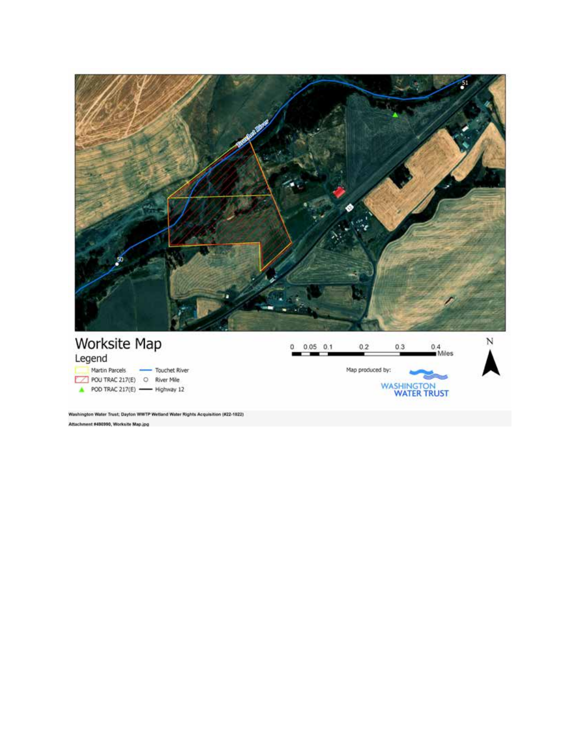# Worksite Map

Legend

- Martin Parcels
- POU TRAC 217(E)
- POD TRAC 217(E)
- Touchet River
- River Mile
- Highway 12

0 0.05 0.1 0.2 0.3 0.4 Miles

N

Map produced by:

WASHINGTON WATER TRUST

Washington Water Trust; Dayton WWTP Wetland Water Rights Acquisition (#22-1022)

Attachment #490990, Worksite Map.jpg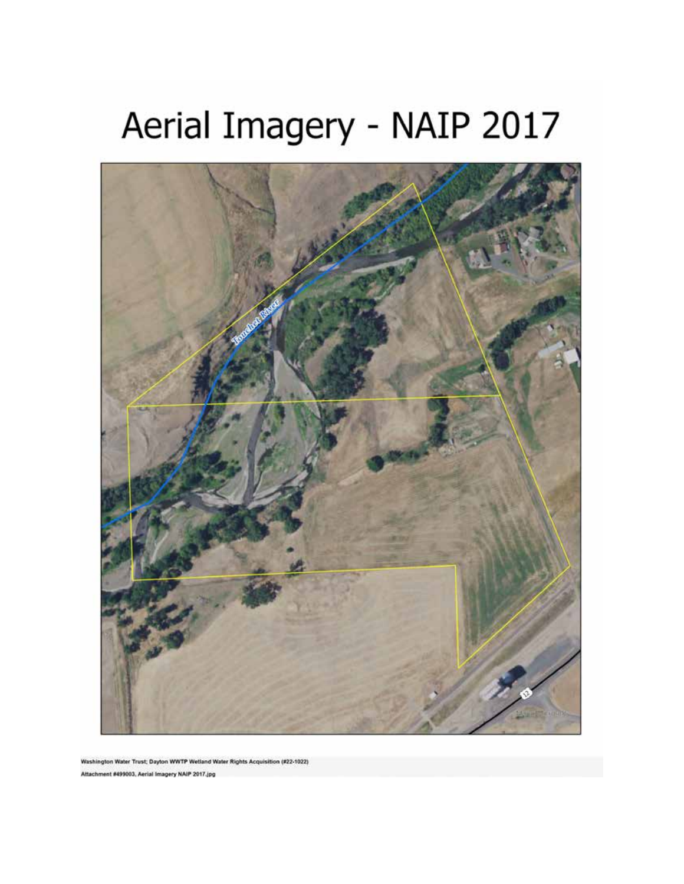# Aerial Imagery - NAIP 2017

Washington Water Trust; Dayton WWTP Wetland Water Rights Acquisition (#22-1022)

Attachment #499003, Aerial Imagery NAIP 2017.jpg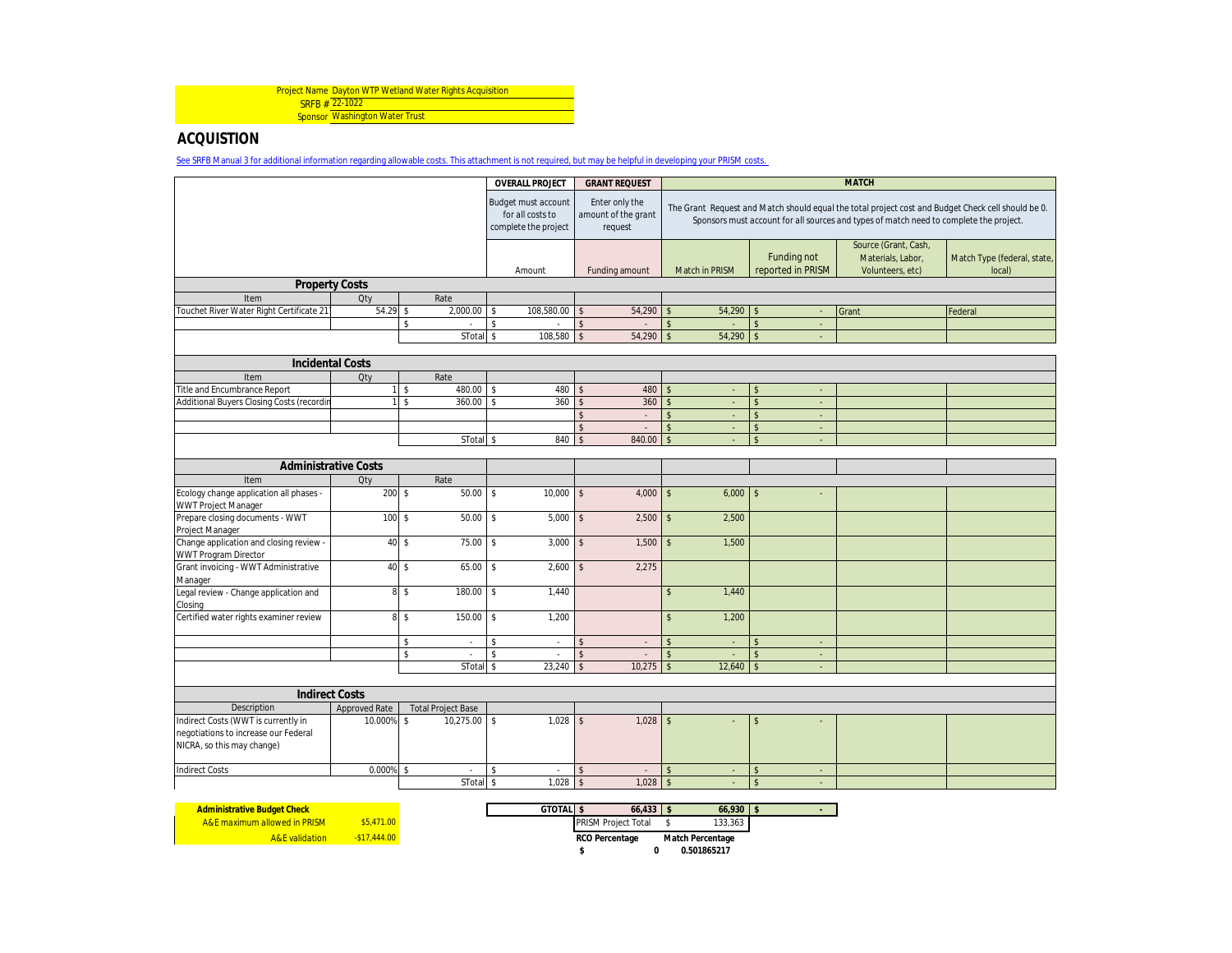Project Name Dayton WTP Wetland Water Rights Acquisition
SRFB # 22-1022
Sponsor Washington Water Trust

## ACQUISTION

See SRFB Manual 3 for additional information regarding allowable costs. This attachment is not required, but may be helpful in developing your PRISM costs.

| | | | OVERALL PROJECT | GRANT REQUEST | MATCH | | | |
|---|---|---|---|---|---|---|---|---|
| | | | Budget must account for all costs to complete the project | Enter only the amount of the grant request | The Grant Request and Match should equal the total project cost and Budget Check cell should be 0. Sponsors must account for all sources and types of match need to complete the project. | | | |
| | | | Amount | Funding amount | Match in PRISM | Funding not reported in PRISM | Source (Grant, Cash, Materials, Labor, Volunteers, etc) | Match Type (federal, state, local) |
| **Property Costs** | | | | | | | | |
| Item | Qty | Rate | | | | | | |
| Touchet River Water Right Certificate 21 | 54.29 | $ 2,000.00 | $ 108,580.00 | $ 54,290 | $ 54,290 | $ - | Grant | Federal |
| | | $ - | $ - | $ - | $ - | $ - | | |
| | | STotal | $ 108,580 | $ 54,290 | $ 54,290 | $ - | | |
| **Incidental Costs** | | | | | | | | |
| Item | Qty | Rate | | | | | | |
| Title and Encumbrance Report | 1 | $ 480.00 | $ 480 | $ 480 | $ - | $ - | | |
| Additional Buyers Closing Costs (recordin | 1 | $ 360.00 | $ 360 | $ 360 | $ - | $ - | | |
| | | | | $ - | $ - | $ - | | |
| | | | | $ - | $ - | $ - | | |
| | | STotal | $ 840 | $ 840.00 | $ - | $ - | | |
| **Administrative Costs** | | | | | | | | |
| Item | Qty | Rate | | | | | | |
| Ecology change application all phases - WWT Project Manager | 200 | $ 50.00 | $ 10,000 | $ 4,000 | $ 6,000 | $ - | | |
| Prepare closing documents - WWT Project Manager | 100 | $ 50.00 | $ 5,000 | $ 2,500 | $ 2,500 | | | |
| Change application and closing review - WWT Program Director | 40 | $ 75.00 | $ 3,000 | $ 1,500 | $ 1,500 | | | |
| Grant invoicing - WWT Administrative Manager | 40 | $ 65.00 | $ 2,600 | $ 2,275 | | | | |
| Legal review - Change application and Closing | 8 | $ 180.00 | $ 1,440 | | $ 1,440 | | | |
| Certified water rights examiner review | 8 | $ 150.00 | $ 1,200 | | $ 1,200 | | | |
| | | $ - | $ - | $ - | $ - | $ - | | |
| | | $ - | $ - | $ - | $ - | $ - | | |
| | | STotal | $ 23,240 | $ 10,275 | $ 12,640 | $ - | | |
| **Indirect Costs** | | | | | | | | |
| Description | Approved Rate | Total Project Base | | | | | | |
| Indirect Costs (WWT is currently in negotiations to increase our Federal NICRA, so this may change) | 10.000% | $ 10,275.00 | $ 1,028 | $ 1,028 | $ - | $ - | | |
| Indirect Costs | 0.000% | $ - | $ - | $ - | $ - | $ - | | |
| | | STotal | $ 1,028 | $ 1,028 | $ - | $ - | | |

| | |
|---|---|
| **Administrative Budget Check** | |
| A&E maximum allowed in PRISM | $5,471.00 |
| A&E validation | -$17,444.00 |

| GTOTAL | $ 66,433 | $ 66,930 | $ - |
|---|---|---|---|
| | PRISM Project Total | $ 133,363 | |
| | RCO Percentage | Match Percentage | |
| | $ 0 | 0.501865217 | |